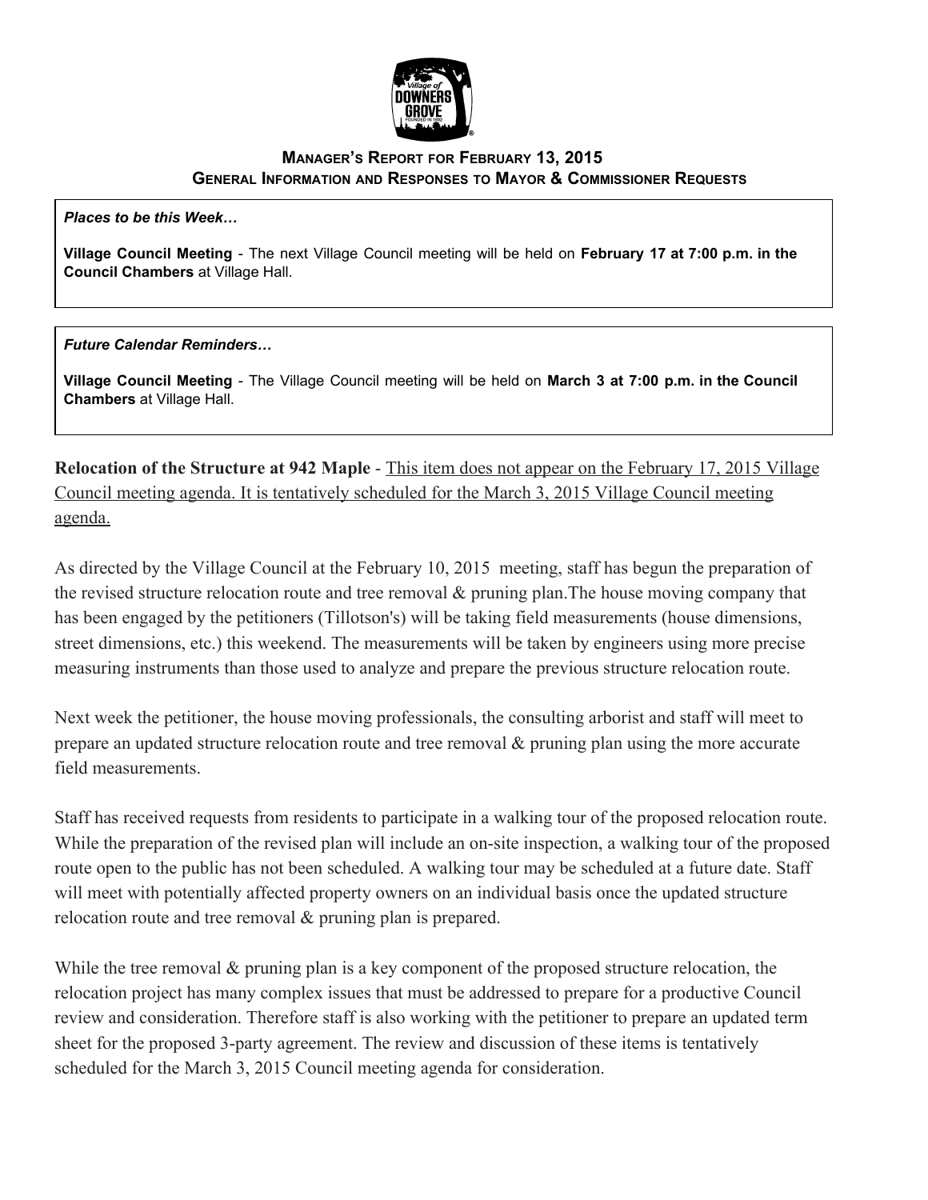## Manager's Report for February 13, 2015
### General Information and Responses to Mayor & Commissioner Requests

***Places to be this Week…***

**Village Council Meeting** - The next Village Council meeting will be held on **February 17 at 7:00 p.m. in the Council Chambers** at Village Hall.

***Future Calendar Reminders…***

**Village Council Meeting** - The Village Council meeting will be held on **March 3 at 7:00 p.m. in the Council Chambers** at Village Hall.

**Relocation of the Structure at 942 Maple** - This item does not appear on the February 17, 2015 Village Council meeting agenda. It is tentatively scheduled for the March 3, 2015 Village Council meeting agenda.

As directed by the Village Council at the February 10, 2015 meeting, staff has begun the preparation of the revised structure relocation route and tree removal & pruning plan.The house moving company that has been engaged by the petitioners (Tillotson's) will be taking field measurements (house dimensions, street dimensions, etc.) this weekend. The measurements will be taken by engineers using more precise measuring instruments than those used to analyze and prepare the previous structure relocation route.

Next week the petitioner, the house moving professionals, the consulting arborist and staff will meet to prepare an updated structure relocation route and tree removal & pruning plan using the more accurate field measurements.

Staff has received requests from residents to participate in a walking tour of the proposed relocation route. While the preparation of the revised plan will include an on-site inspection, a walking tour of the proposed route open to the public has not been scheduled. A walking tour may be scheduled at a future date. Staff will meet with potentially affected property owners on an individual basis once the updated structure relocation route and tree removal & pruning plan is prepared.

While the tree removal & pruning plan is a key component of the proposed structure relocation, the relocation project has many complex issues that must be addressed to prepare for a productive Council review and consideration. Therefore staff is also working with the petitioner to prepare an updated term sheet for the proposed 3-party agreement. The review and discussion of these items is tentatively scheduled for the March 3, 2015 Council meeting agenda for consideration.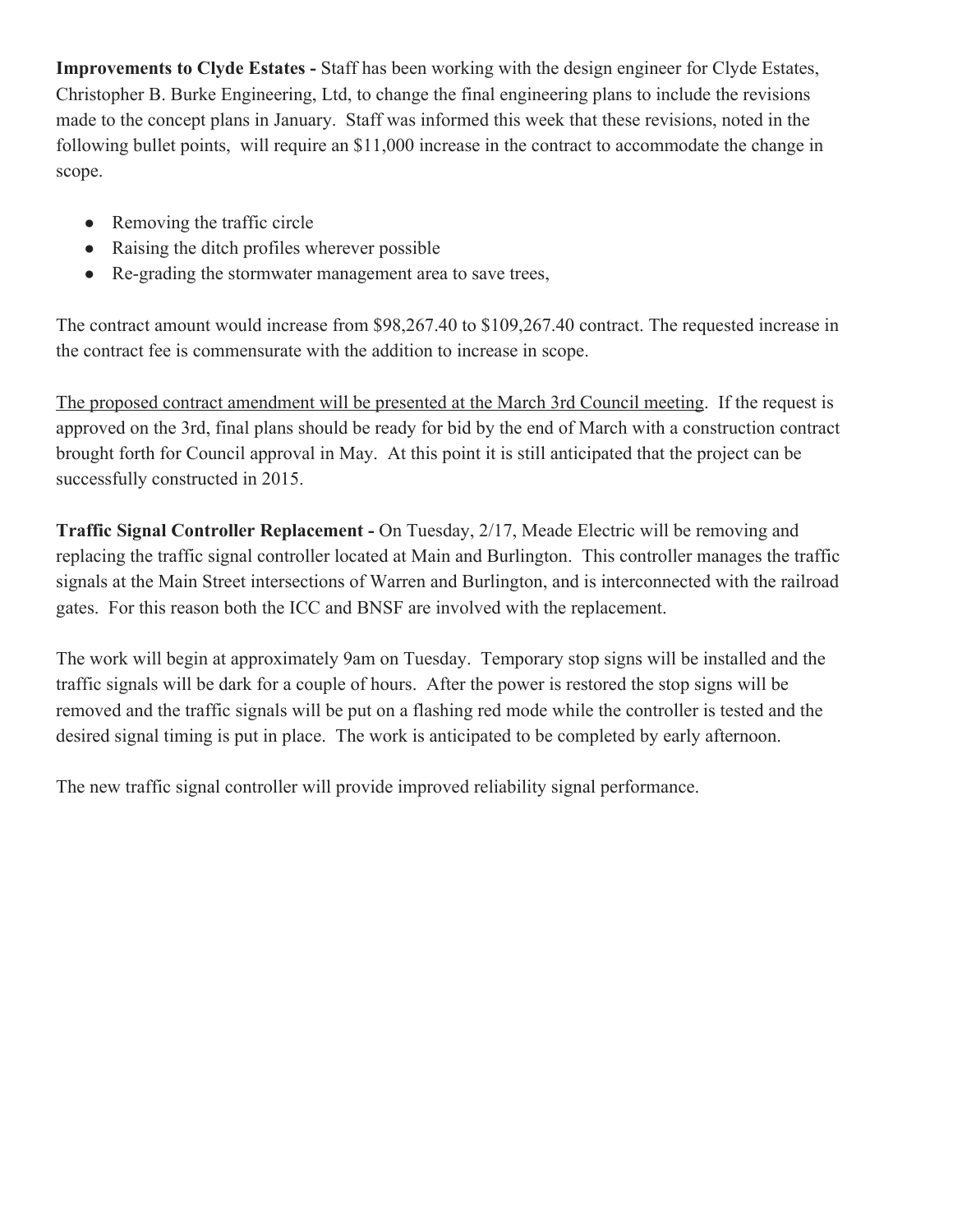**Improvements to Clyde Estates -** Staff has been working with the design engineer for Clyde Estates, Christopher B. Burke Engineering, Ltd, to change the final engineering plans to include the revisions made to the concept plans in January. Staff was informed this week that these revisions, noted in the following bullet points, will require an $11,000 increase in the contract to accommodate the change in scope.

- Removing the traffic circle
- Raising the ditch profiles wherever possible
- Re-grading the stormwater management area to save trees,

The contract amount would increase from $98,267.40 to $109,267.40 contract. The requested increase in the contract fee is commensurate with the addition to increase in scope.

<u>The proposed contract amendment will be presented at the March 3rd Council meeting</u>. If the request is approved on the 3rd, final plans should be ready for bid by the end of March with a construction contract brought forth for Council approval in May. At this point it is still anticipated that the project can be successfully constructed in 2015.

**Traffic Signal Controller Replacement -** On Tuesday, 2/17, Meade Electric will be removing and replacing the traffic signal controller located at Main and Burlington. This controller manages the traffic signals at the Main Street intersections of Warren and Burlington, and is interconnected with the railroad gates. For this reason both the ICC and BNSF are involved with the replacement.

The work will begin at approximately 9am on Tuesday. Temporary stop signs will be installed and the traffic signals will be dark for a couple of hours. After the power is restored the stop signs will be removed and the traffic signals will be put on a flashing red mode while the controller is tested and the desired signal timing is put in place. The work is anticipated to be completed by early afternoon.

The new traffic signal controller will provide improved reliability signal performance.